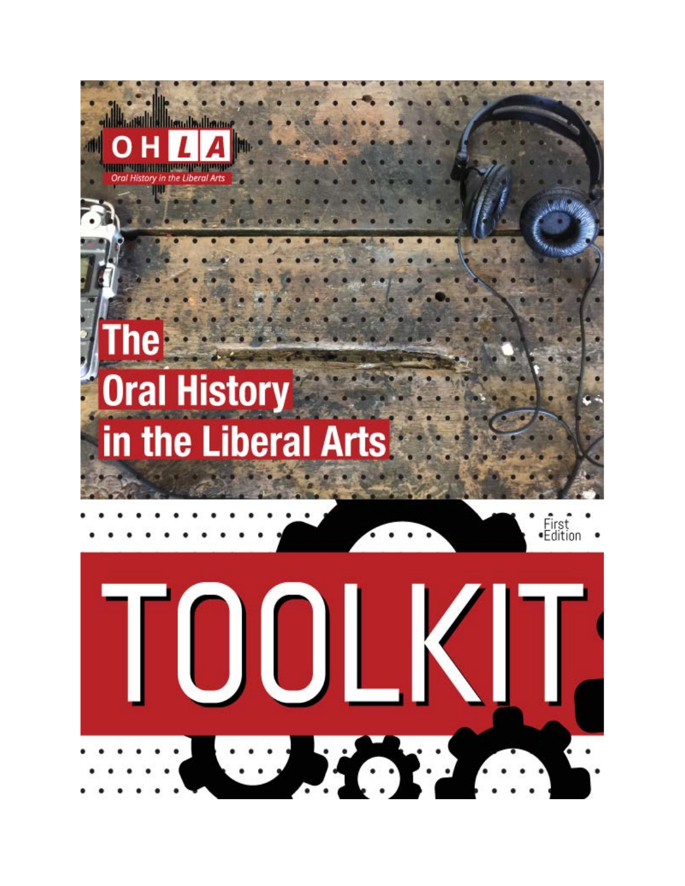OHLA

*Oral History in the Liberal Arts*

# The Oral History in the Liberal Arts

First Edition

# TOOLKIT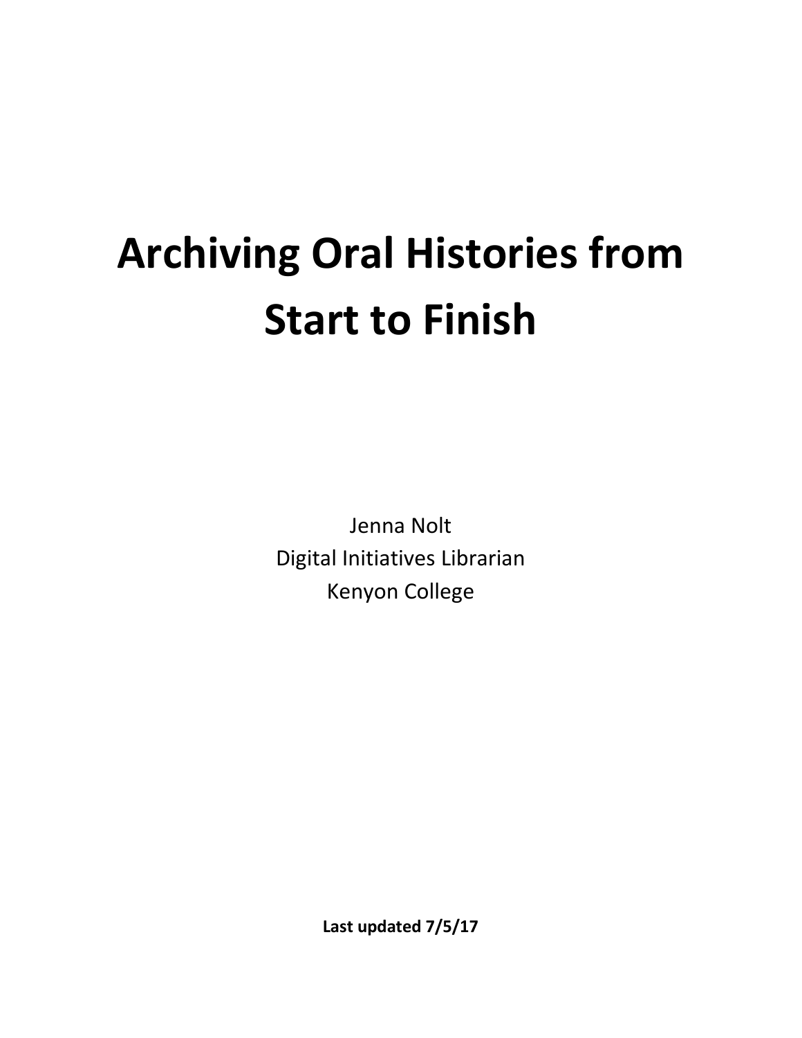# Archiving Oral Histories from Start to Finish

Jenna Nolt
Digital Initiatives Librarian
Kenyon College

**Last updated 7/5/17**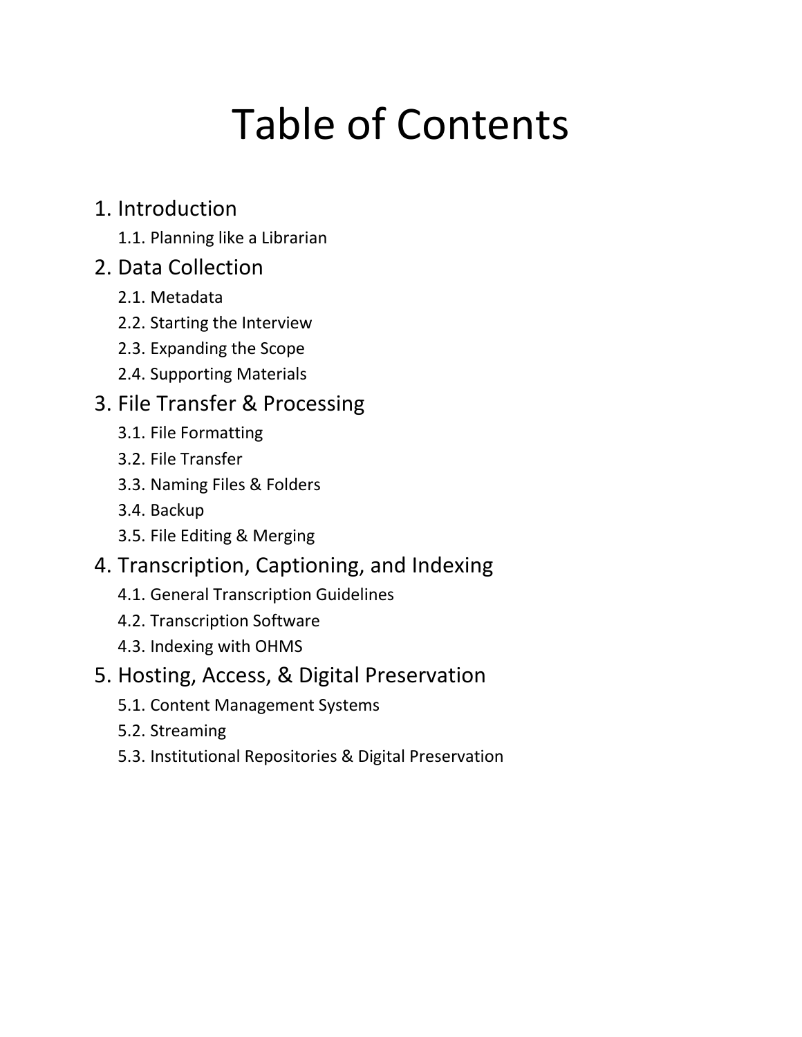# Table of Contents

1. Introduction
    1.1. Planning like a Librarian
2. Data Collection
    2.1. Metadata
    2.2. Starting the Interview
    2.3. Expanding the Scope
    2.4. Supporting Materials
3. File Transfer & Processing
    3.1. File Formatting
    3.2. File Transfer
    3.3. Naming Files & Folders
    3.4. Backup
    3.5. File Editing & Merging
4. Transcription, Captioning, and Indexing
    4.1. General Transcription Guidelines
    4.2. Transcription Software
    4.3. Indexing with OHMS
5. Hosting, Access, & Digital Preservation
    5.1. Content Management Systems
    5.2. Streaming
    5.3. Institutional Repositories & Digital Preservation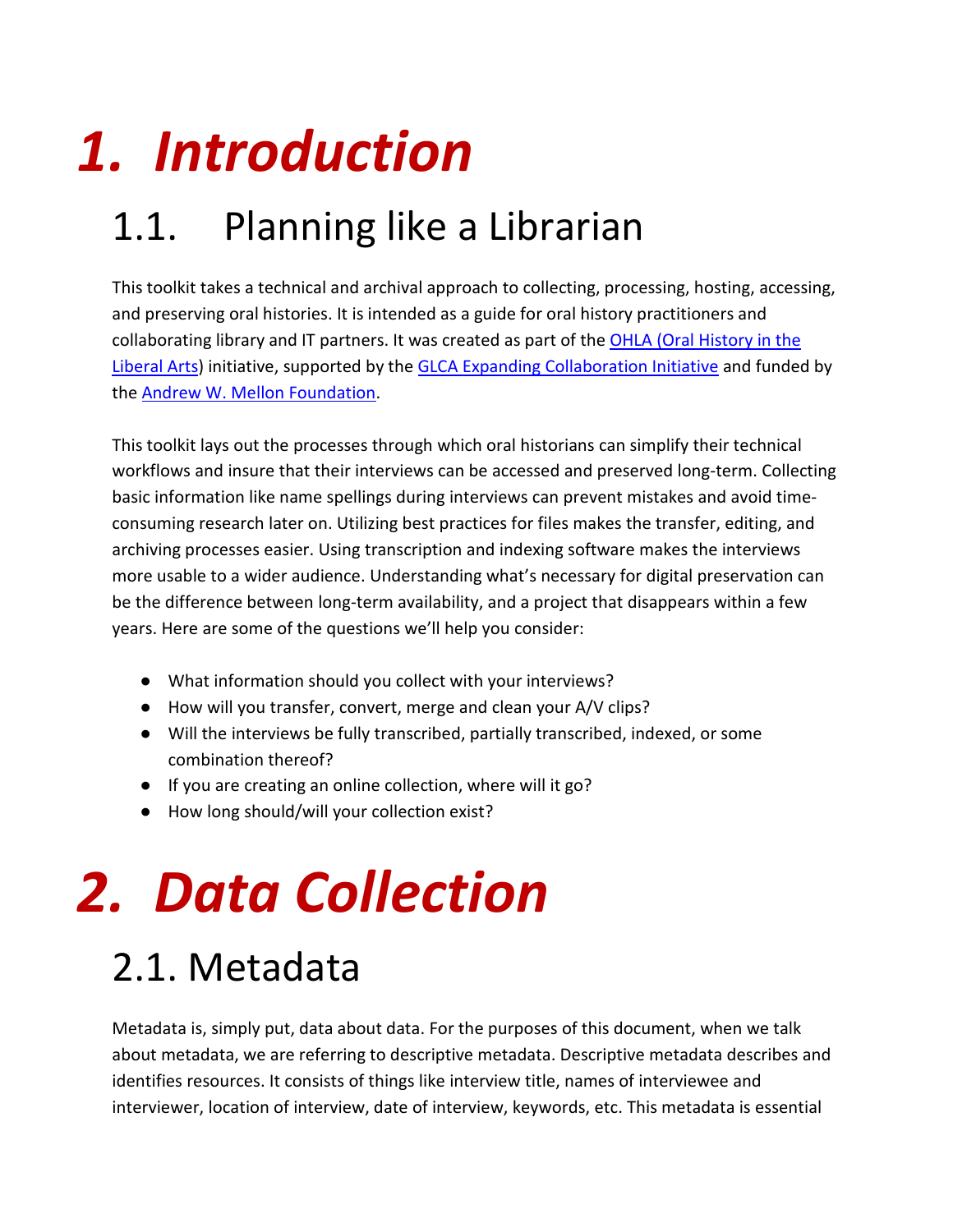# *1. Introduction*

## 1.1. Planning like a Librarian

This toolkit takes a technical and archival approach to collecting, processing, hosting, accessing, and preserving oral histories. It is intended as a guide for oral history practitioners and collaborating library and IT partners. It was created as part of the OHLA (Oral History in the Liberal Arts) initiative, supported by the GLCA Expanding Collaboration Initiative and funded by the Andrew W. Mellon Foundation.

This toolkit lays out the processes through which oral historians can simplify their technical workflows and insure that their interviews can be accessed and preserved long-term. Collecting basic information like name spellings during interviews can prevent mistakes and avoid time-consuming research later on. Utilizing best practices for files makes the transfer, editing, and archiving processes easier. Using transcription and indexing software makes the interviews more usable to a wider audience. Understanding what's necessary for digital preservation can be the difference between long-term availability, and a project that disappears within a few years. Here are some of the questions we'll help you consider:

- What information should you collect with your interviews?
- How will you transfer, convert, merge and clean your A/V clips?
- Will the interviews be fully transcribed, partially transcribed, indexed, or some combination thereof?
- If you are creating an online collection, where will it go?
- How long should/will your collection exist?

# *2. Data Collection*

## 2.1. Metadata

Metadata is, simply put, data about data. For the purposes of this document, when we talk about metadata, we are referring to descriptive metadata. Descriptive metadata describes and identifies resources. It consists of things like interview title, names of interviewee and interviewer, location of interview, date of interview, keywords, etc. This metadata is essential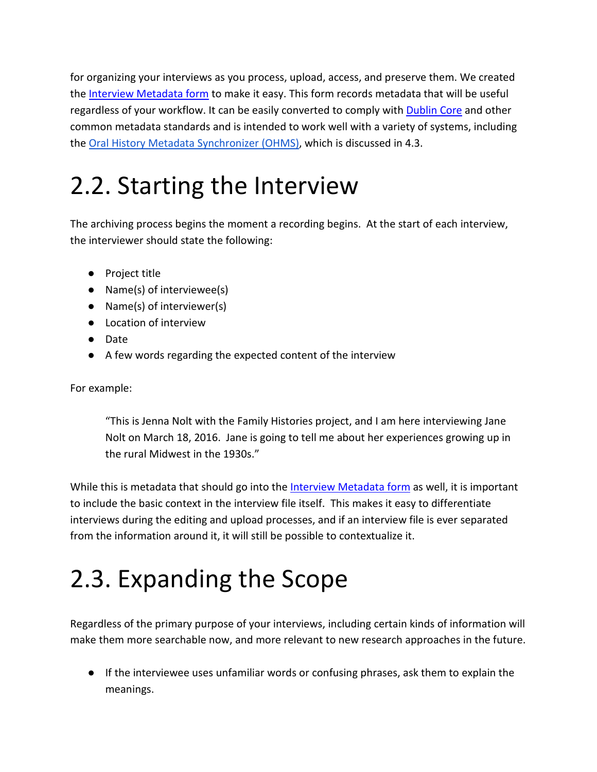for organizing your interviews as you process, upload, access, and preserve them. We created the [Interview Metadata form]() to make it easy. This form records metadata that will be useful regardless of your workflow. It can be easily converted to comply with [Dublin Core]() and other common metadata standards and is intended to work well with a variety of systems, including the [Oral History Metadata Synchronizer (OHMS)](), which is discussed in 4.3.

# 2.2. Starting the Interview

The archiving process begins the moment a recording begins. At the start of each interview, the interviewer should state the following:

- Project title
- Name(s) of interviewee(s)
- Name(s) of interviewer(s)
- Location of interview
- Date
- A few words regarding the expected content of the interview

For example:

> "This is Jenna Nolt with the Family Histories project, and I am here interviewing Jane Nolt on March 18, 2016. Jane is going to tell me about her experiences growing up in the rural Midwest in the 1930s."

While this is metadata that should go into the [Interview Metadata form]() as well, it is important to include the basic context in the interview file itself. This makes it easy to differentiate interviews during the editing and upload processes, and if an interview file is ever separated from the information around it, it will still be possible to contextualize it.

# 2.3. Expanding the Scope

Regardless of the primary purpose of your interviews, including certain kinds of information will make them more searchable now, and more relevant to new research approaches in the future.

- If the interviewee uses unfamiliar words or confusing phrases, ask them to explain the meanings.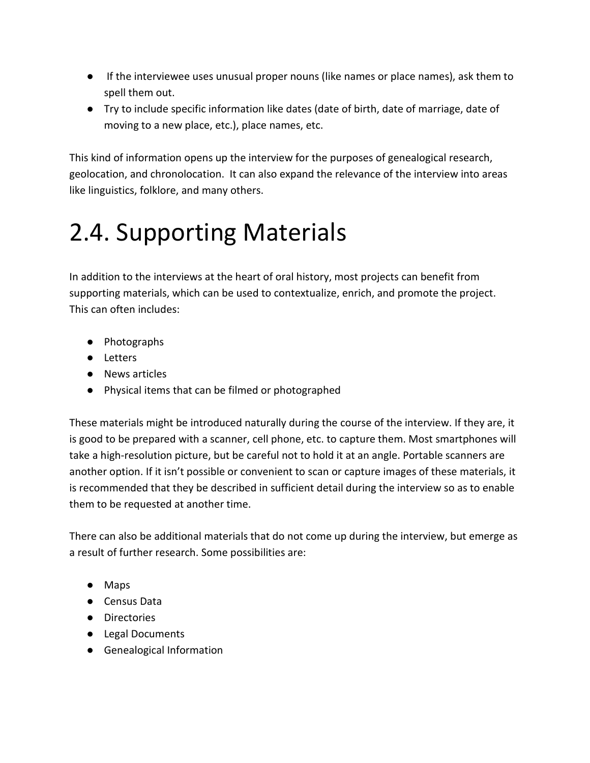- If the interviewee uses unusual proper nouns (like names or place names), ask them to spell them out.
- Try to include specific information like dates (date of birth, date of marriage, date of moving to a new place, etc.), place names, etc.

This kind of information opens up the interview for the purposes of genealogical research, geolocation, and chronolocation. It can also expand the relevance of the interview into areas like linguistics, folklore, and many others.

# 2.4. Supporting Materials

In addition to the interviews at the heart of oral history, most projects can benefit from supporting materials, which can be used to contextualize, enrich, and promote the project. This can often includes:

- Photographs
- Letters
- News articles
- Physical items that can be filmed or photographed

These materials might be introduced naturally during the course of the interview. If they are, it is good to be prepared with a scanner, cell phone, etc. to capture them. Most smartphones will take a high-resolution picture, but be careful not to hold it at an angle. Portable scanners are another option. If it isn't possible or convenient to scan or capture images of these materials, it is recommended that they be described in sufficient detail during the interview so as to enable them to be requested at another time.

There can also be additional materials that do not come up during the interview, but emerge as a result of further research. Some possibilities are:

- Maps
- Census Data
- Directories
- Legal Documents
- Genealogical Information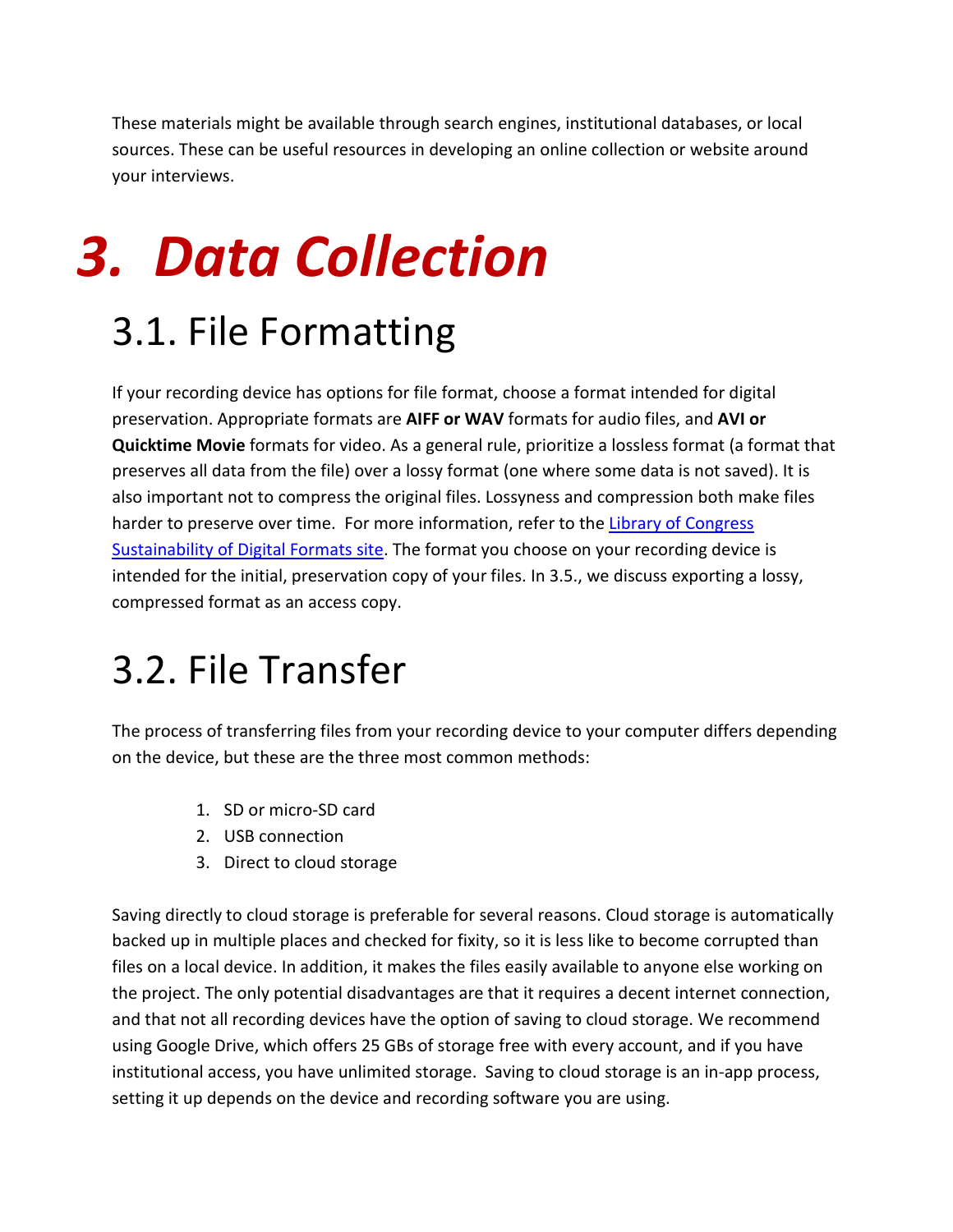These materials might be available through search engines, institutional databases, or local sources. These can be useful resources in developing an online collection or website around your interviews.

# *3. Data Collection*

## 3.1. File Formatting

If your recording device has options for file format, choose a format intended for digital preservation. Appropriate formats are **AIFF or WAV** formats for audio files, and **AVI or Quicktime Movie** formats for video. As a general rule, prioritize a lossless format (a format that preserves all data from the file) over a lossy format (one where some data is not saved). It is also important not to compress the original files. Lossyness and compression both make files harder to preserve over time. For more information, refer to the Library of Congress Sustainability of Digital Formats site. The format you choose on your recording device is intended for the initial, preservation copy of your files. In 3.5., we discuss exporting a lossy, compressed format as an access copy.

## 3.2. File Transfer

The process of transferring files from your recording device to your computer differs depending on the device, but these are the three most common methods:

1. SD or micro-SD card
2. USB connection
3. Direct to cloud storage

Saving directly to cloud storage is preferable for several reasons. Cloud storage is automatically backed up in multiple places and checked for fixity, so it is less like to become corrupted than files on a local device. In addition, it makes the files easily available to anyone else working on the project. The only potential disadvantages are that it requires a decent internet connection, and that not all recording devices have the option of saving to cloud storage. We recommend using Google Drive, which offers 25 GBs of storage free with every account, and if you have institutional access, you have unlimited storage. Saving to cloud storage is an in-app process, setting it up depends on the device and recording software you are using.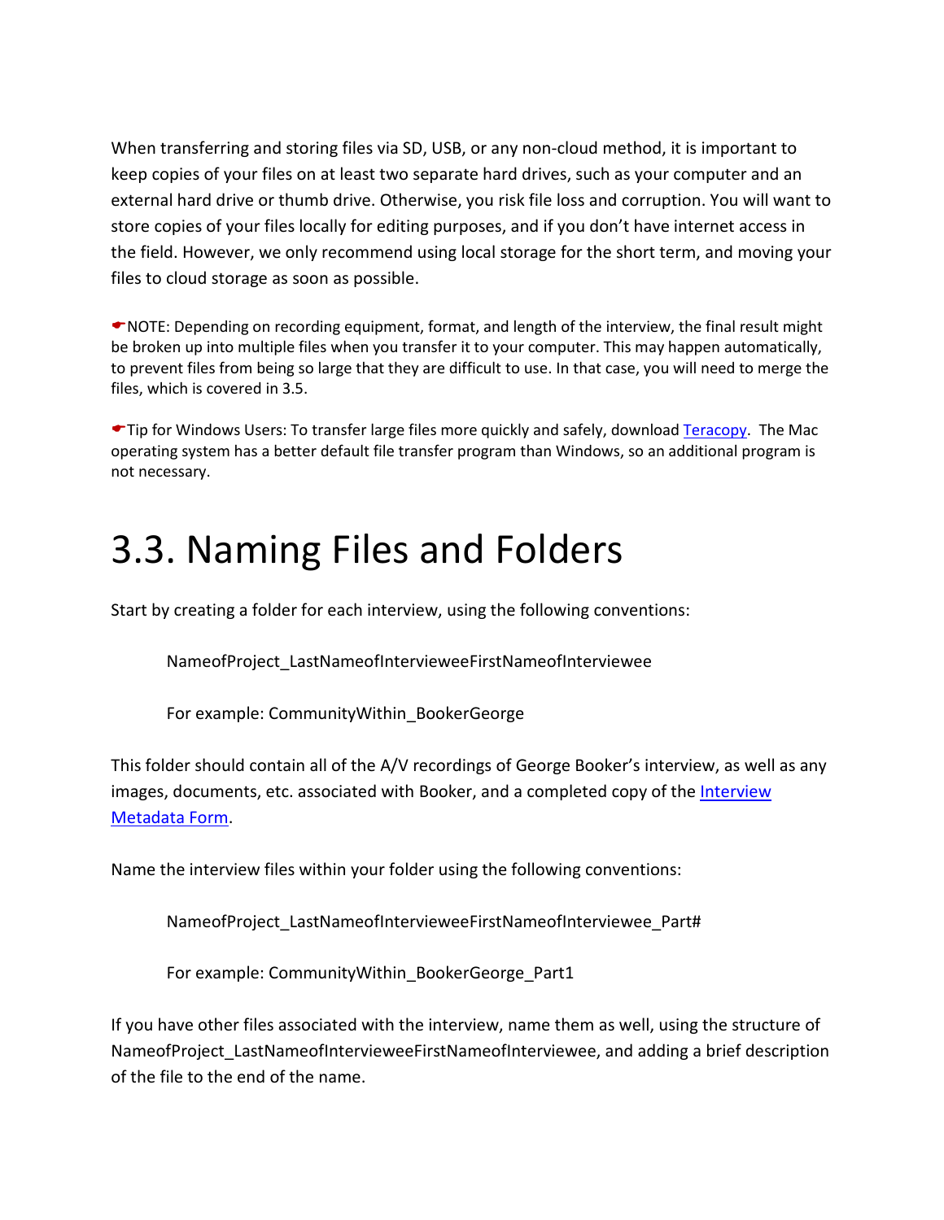When transferring and storing files via SD, USB, or any non-cloud method, it is important to keep copies of your files on at least two separate hard drives, such as your computer and an external hard drive or thumb drive. Otherwise, you risk file loss and corruption. You will want to store copies of your files locally for editing purposes, and if you don't have internet access in the field. However, we only recommend using local storage for the short term, and moving your files to cloud storage as soon as possible.

☛NOTE: Depending on recording equipment, format, and length of the interview, the final result might be broken up into multiple files when you transfer it to your computer. This may happen automatically, to prevent files from being so large that they are difficult to use. In that case, you will need to merge the files, which is covered in 3.5.

☛Tip for Windows Users: To transfer large files more quickly and safely, download [Teracopy](). The Mac operating system has a better default file transfer program than Windows, so an additional program is not necessary.

# 3.3. Naming Files and Folders

Start by creating a folder for each interview, using the following conventions:

> NameofProject_LastNameofIntervieweeFirstNameofInterviewee
>
> For example: CommunityWithin_BookerGeorge

This folder should contain all of the A/V recordings of George Booker's interview, as well as any images, documents, etc. associated with Booker, and a completed copy of the [Interview Metadata Form]().

Name the interview files within your folder using the following conventions:

> NameofProject_LastNameofIntervieweeFirstNameofInterviewee_Part#
>
> For example: CommunityWithin_BookerGeorge_Part1

If you have other files associated with the interview, name them as well, using the structure of NameofProject_LastNameofIntervieweeFirstNameofInterviewee, and adding a brief description of the file to the end of the name.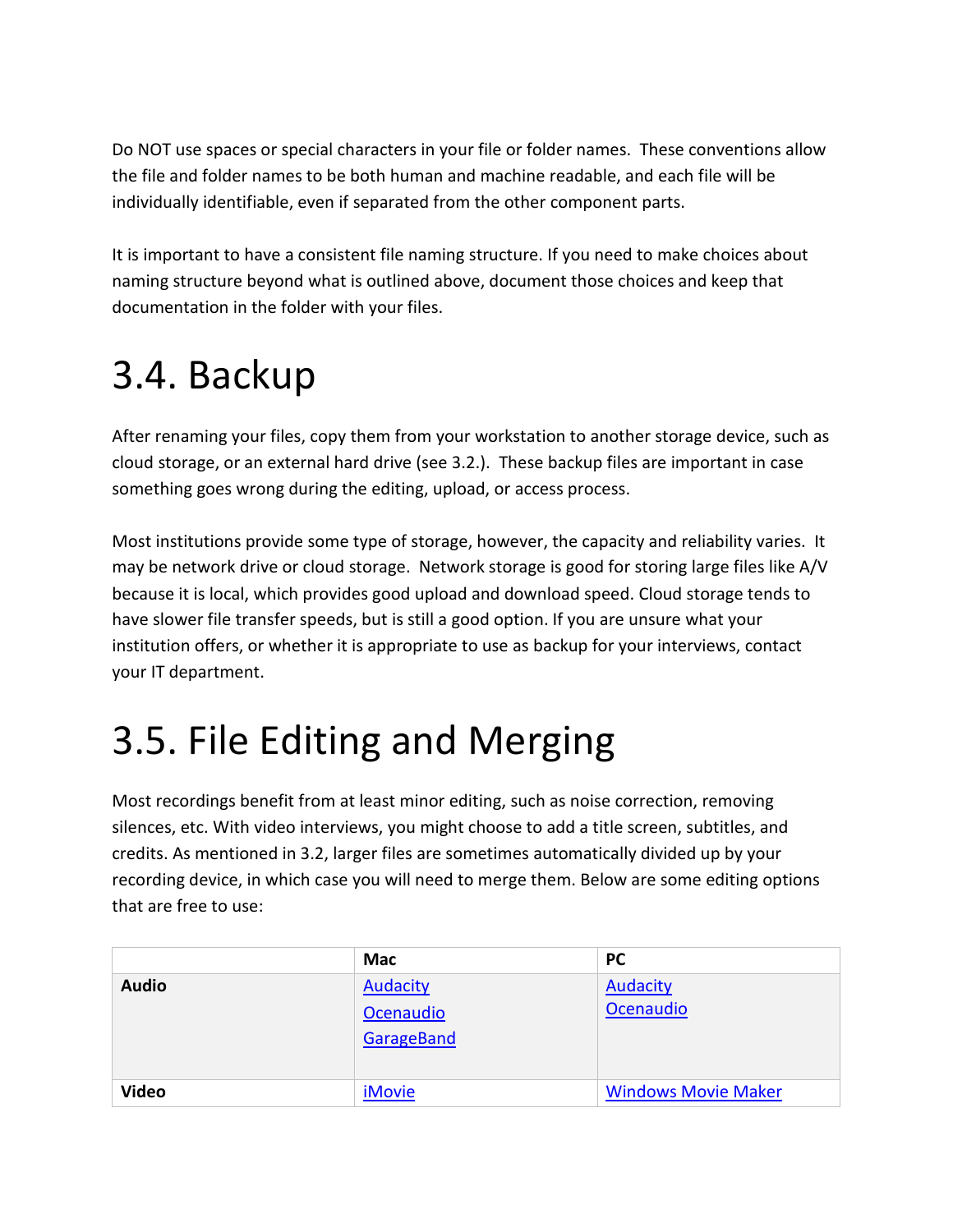Do NOT use spaces or special characters in your file or folder names. These conventions allow the file and folder names to be both human and machine readable, and each file will be individually identifiable, even if separated from the other component parts.

It is important to have a consistent file naming structure. If you need to make choices about naming structure beyond what is outlined above, document those choices and keep that documentation in the folder with your files.

# 3.4. Backup

After renaming your files, copy them from your workstation to another storage device, such as cloud storage, or an external hard drive (see 3.2.). These backup files are important in case something goes wrong during the editing, upload, or access process.

Most institutions provide some type of storage, however, the capacity and reliability varies. It may be network drive or cloud storage. Network storage is good for storing large files like A/V because it is local, which provides good upload and download speed. Cloud storage tends to have slower file transfer speeds, but is still a good option. If you are unsure what your institution offers, or whether it is appropriate to use as backup for your interviews, contact your IT department.

# 3.5. File Editing and Merging

Most recordings benefit from at least minor editing, such as noise correction, removing silences, etc. With video interviews, you might choose to add a title screen, subtitles, and credits. As mentioned in 3.2, larger files are sometimes automatically divided up by your recording device, in which case you will need to merge them. Below are some editing options that are free to use:

| | **Mac** | **PC** |
|---|---|---|
| **Audio** | Audacity<br>Ocenaudio<br>GarageBand | Audacity<br>Ocenaudio |
| **Video** | iMovie | Windows Movie Maker |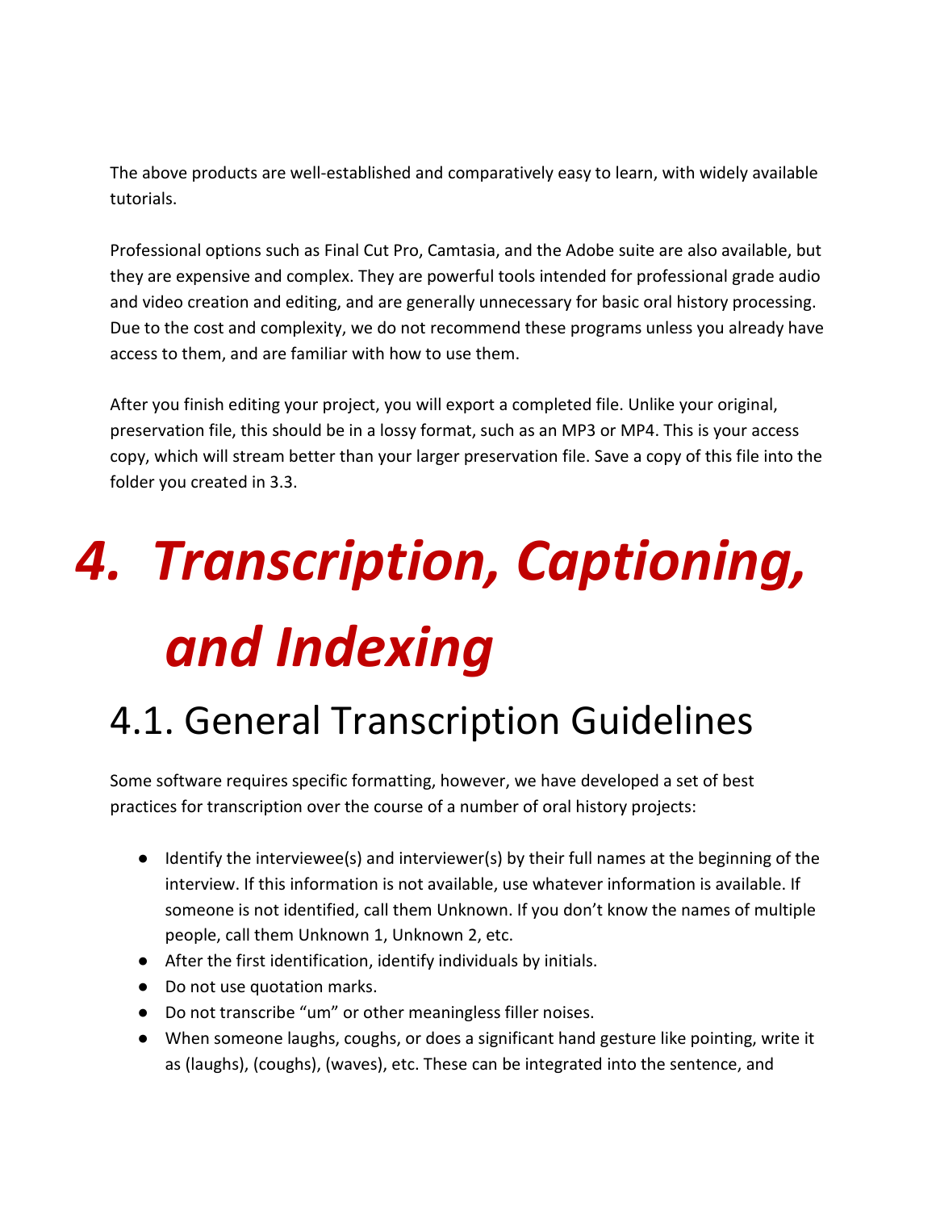The above products are well-established and comparatively easy to learn, with widely available tutorials.

Professional options such as Final Cut Pro, Camtasia, and the Adobe suite are also available, but they are expensive and complex. They are powerful tools intended for professional grade audio and video creation and editing, and are generally unnecessary for basic oral history processing. Due to the cost and complexity, we do not recommend these programs unless you already have access to them, and are familiar with how to use them.

After you finish editing your project, you will export a completed file. Unlike your original, preservation file, this should be in a lossy format, such as an MP3 or MP4. This is your access copy, which will stream better than your larger preservation file. Save a copy of this file into the folder you created in 3.3.

# *4. Transcription, Captioning, and Indexing*

## 4.1. General Transcription Guidelines

Some software requires specific formatting, however, we have developed a set of best practices for transcription over the course of a number of oral history projects:

- Identify the interviewee(s) and interviewer(s) by their full names at the beginning of the interview. If this information is not available, use whatever information is available. If someone is not identified, call them Unknown. If you don't know the names of multiple people, call them Unknown 1, Unknown 2, etc.
- After the first identification, identify individuals by initials.
- Do not use quotation marks.
- Do not transcribe "um" or other meaningless filler noises.
- When someone laughs, coughs, or does a significant hand gesture like pointing, write it as (laughs), (coughs), (waves), etc. These can be integrated into the sentence, and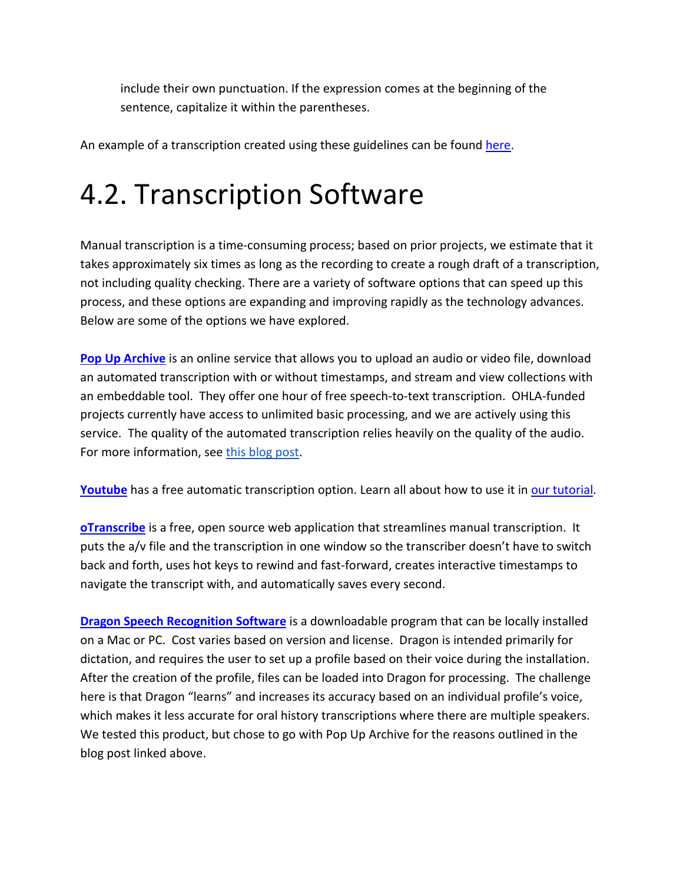include their own punctuation. If the expression comes at the beginning of the sentence, capitalize it within the parentheses.

An example of a transcription created using these guidelines can be found here.

# 4.2. Transcription Software

Manual transcription is a time-consuming process; based on prior projects, we estimate that it takes approximately six times as long as the recording to create a rough draft of a transcription, not including quality checking. There are a variety of software options that can speed up this process, and these options are expanding and improving rapidly as the technology advances. Below are some of the options we have explored.

**Pop Up Archive** is an online service that allows you to upload an audio or video file, download an automated transcription with or without timestamps, and stream and view collections with an embeddable tool. They offer one hour of free speech-to-text transcription. OHLA-funded projects currently have access to unlimited basic processing, and we are actively using this service. The quality of the automated transcription relies heavily on the quality of the audio. For more information, see this blog post.

**Youtube** has a free automatic transcription option. Learn all about how to use it in our tutorial.

**oTranscribe** is a free, open source web application that streamlines manual transcription. It puts the a/v file and the transcription in one window so the transcriber doesn't have to switch back and forth, uses hot keys to rewind and fast-forward, creates interactive timestamps to navigate the transcript with, and automatically saves every second.

**Dragon Speech Recognition Software** is a downloadable program that can be locally installed on a Mac or PC. Cost varies based on version and license. Dragon is intended primarily for dictation, and requires the user to set up a profile based on their voice during the installation. After the creation of the profile, files can be loaded into Dragon for processing. The challenge here is that Dragon "learns" and increases its accuracy based on an individual profile's voice, which makes it less accurate for oral history transcriptions where there are multiple speakers. We tested this product, but chose to go with Pop Up Archive for the reasons outlined in the blog post linked above.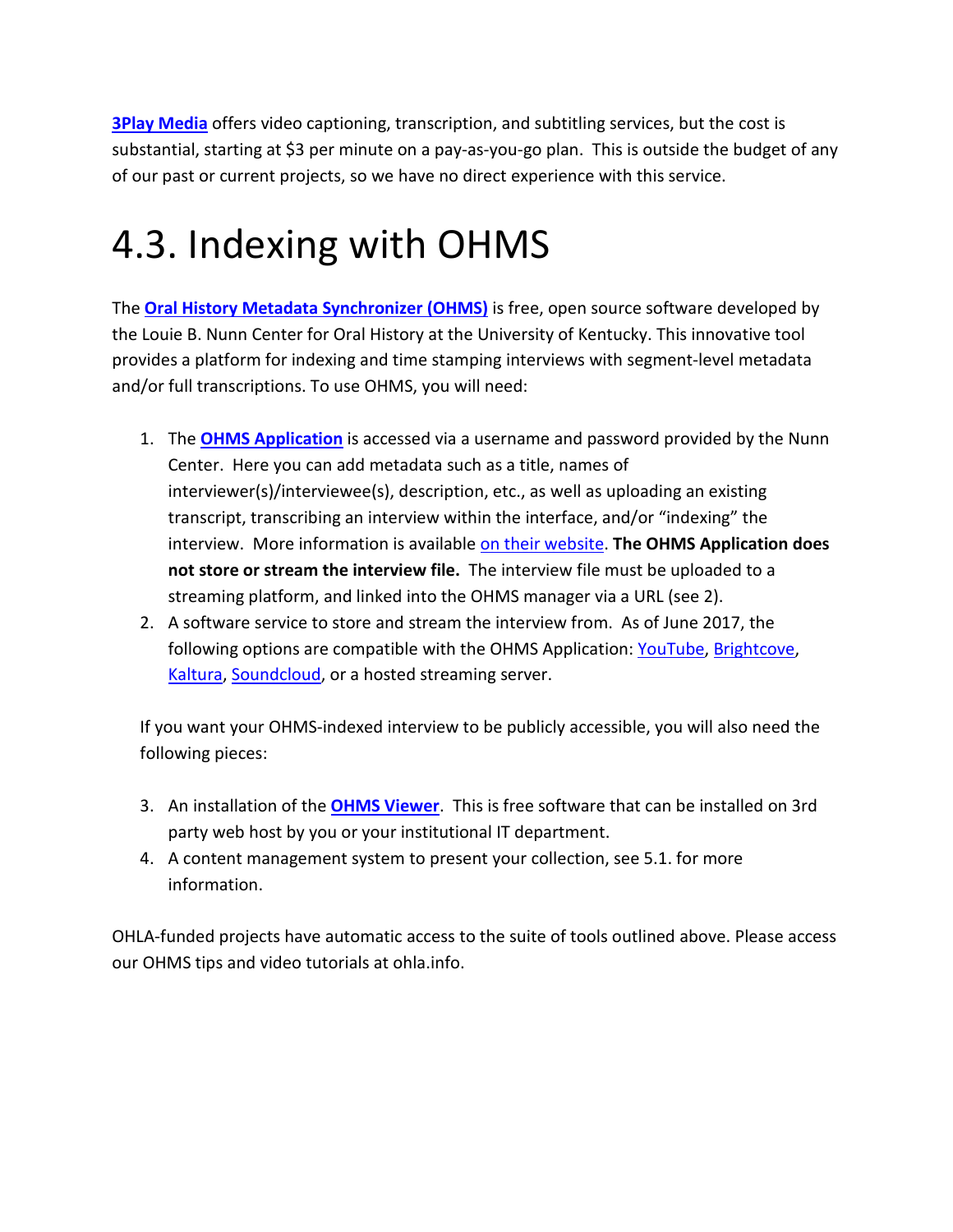**3Play Media** offers video captioning, transcription, and subtitling services, but the cost is substantial, starting at $3 per minute on a pay-as-you-go plan. This is outside the budget of any of our past or current projects, so we have no direct experience with this service.

# 4.3. Indexing with OHMS

The **Oral History Metadata Synchronizer (OHMS)** is free, open source software developed by the Louie B. Nunn Center for Oral History at the University of Kentucky. This innovative tool provides a platform for indexing and time stamping interviews with segment-level metadata and/or full transcriptions. To use OHMS, you will need:

1. The **OHMS Application** is accessed via a username and password provided by the Nunn Center. Here you can add metadata such as a title, names of interviewer(s)/interviewee(s), description, etc., as well as uploading an existing transcript, transcribing an interview within the interface, and/or "indexing" the interview. More information is available on their website. **The OHMS Application does not store or stream the interview file.** The interview file must be uploaded to a streaming platform, and linked into the OHMS manager via a URL (see 2).
2. A software service to store and stream the interview from. As of June 2017, the following options are compatible with the OHMS Application: YouTube, Brightcove, Kaltura, Soundcloud, or a hosted streaming server.

If you want your OHMS-indexed interview to be publicly accessible, you will also need the following pieces:

3. An installation of the **OHMS Viewer**. This is free software that can be installed on 3rd party web host by you or your institutional IT department.
4. A content management system to present your collection, see 5.1. for more information.

OHLA-funded projects have automatic access to the suite of tools outlined above. Please access our OHMS tips and video tutorials at ohla.info.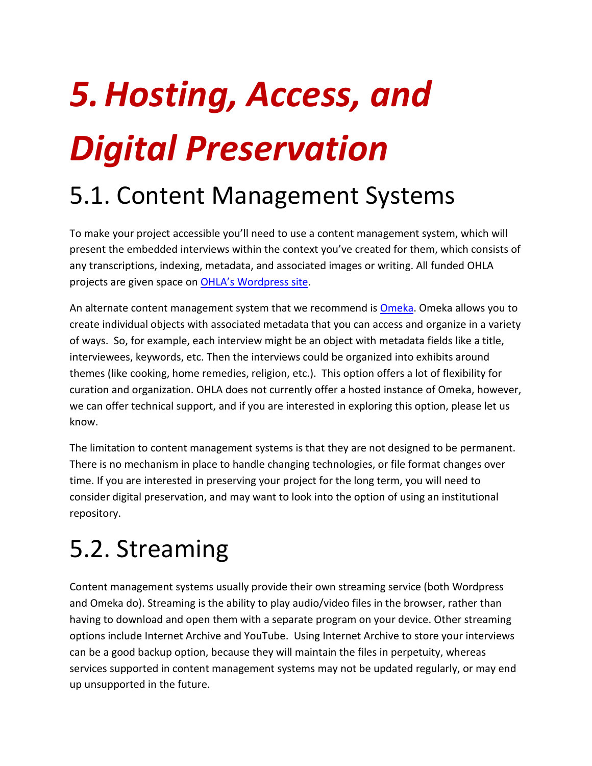# *5. Hosting, Access, and Digital Preservation*

## 5.1. Content Management Systems

To make your project accessible you'll need to use a content management system, which will present the embedded interviews within the context you've created for them, which consists of any transcriptions, indexing, metadata, and associated images or writing. All funded OHLA projects are given space on OHLA's Wordpress site.

An alternate content management system that we recommend is Omeka. Omeka allows you to create individual objects with associated metadata that you can access and organize in a variety of ways. So, for example, each interview might be an object with metadata fields like a title, interviewees, keywords, etc. Then the interviews could be organized into exhibits around themes (like cooking, home remedies, religion, etc.). This option offers a lot of flexibility for curation and organization. OHLA does not currently offer a hosted instance of Omeka, however, we can offer technical support, and if you are interested in exploring this option, please let us know.

The limitation to content management systems is that they are not designed to be permanent. There is no mechanism in place to handle changing technologies, or file format changes over time. If you are interested in preserving your project for the long term, you will need to consider digital preservation, and may want to look into the option of using an institutional repository.

## 5.2. Streaming

Content management systems usually provide their own streaming service (both Wordpress and Omeka do). Streaming is the ability to play audio/video files in the browser, rather than having to download and open them with a separate program on your device. Other streaming options include Internet Archive and YouTube. Using Internet Archive to store your interviews can be a good backup option, because they will maintain the files in perpetuity, whereas services supported in content management systems may not be updated regularly, or may end up unsupported in the future.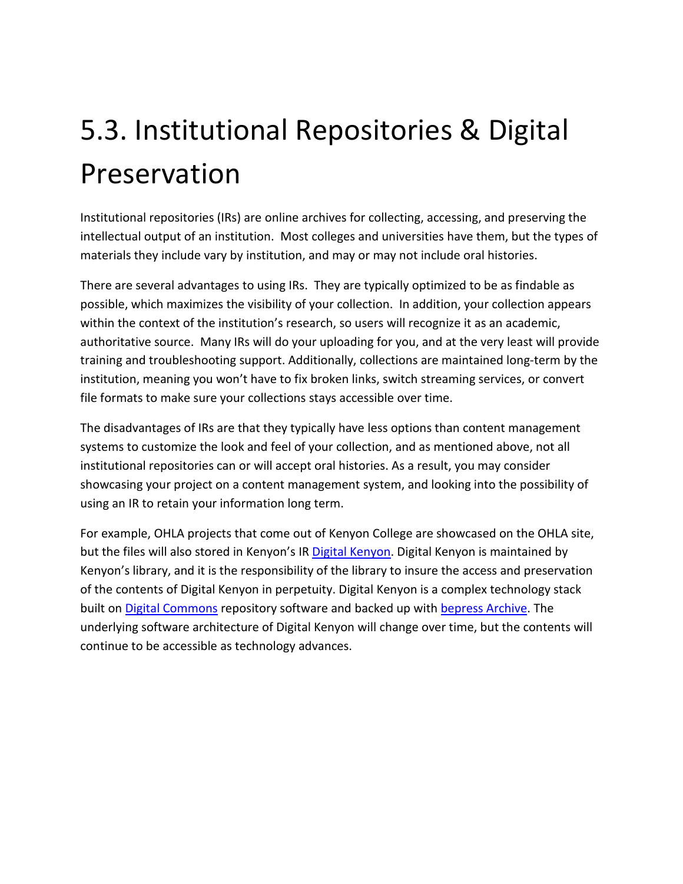# 5.3. Institutional Repositories & Digital Preservation

Institutional repositories (IRs) are online archives for collecting, accessing, and preserving the intellectual output of an institution. Most colleges and universities have them, but the types of materials they include vary by institution, and may or may not include oral histories.

There are several advantages to using IRs. They are typically optimized to be as findable as possible, which maximizes the visibility of your collection. In addition, your collection appears within the context of the institution's research, so users will recognize it as an academic, authoritative source. Many IRs will do your uploading for you, and at the very least will provide training and troubleshooting support. Additionally, collections are maintained long-term by the institution, meaning you won't have to fix broken links, switch streaming services, or convert file formats to make sure your collections stays accessible over time.

The disadvantages of IRs are that they typically have less options than content management systems to customize the look and feel of your collection, and as mentioned above, not all institutional repositories can or will accept oral histories. As a result, you may consider showcasing your project on a content management system, and looking into the possibility of using an IR to retain your information long term.

For example, OHLA projects that come out of Kenyon College are showcased on the OHLA site, but the files will also stored in Kenyon's IR Digital Kenyon. Digital Kenyon is maintained by Kenyon's library, and it is the responsibility of the library to insure the access and preservation of the contents of Digital Kenyon in perpetuity. Digital Kenyon is a complex technology stack built on Digital Commons repository software and backed up with bepress Archive. The underlying software architecture of Digital Kenyon will change over time, but the contents will continue to be accessible as technology advances.